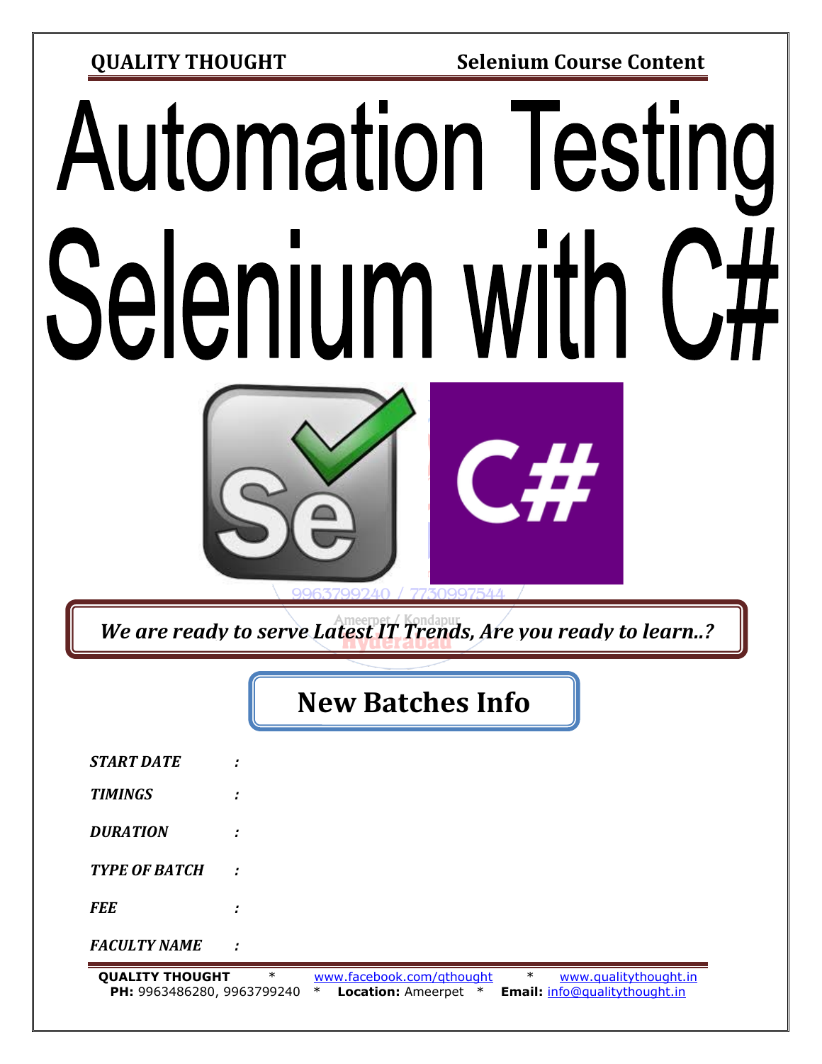# Automation Testing Selenium with C#

*We are ready to serve Latest IT Trends, Are you ready to learn..?*

## New Batches Info

| | | |
|---|---|---|
| ***START DATE*** | **:** | |
| ***TIMINGS*** | **:** | |
| ***DURATION*** | **:** | |
| ***TYPE OF BATCH*** | **:** | |
| ***FEE*** | **:** | |
| ***FACULTY NAME*** | **:** | |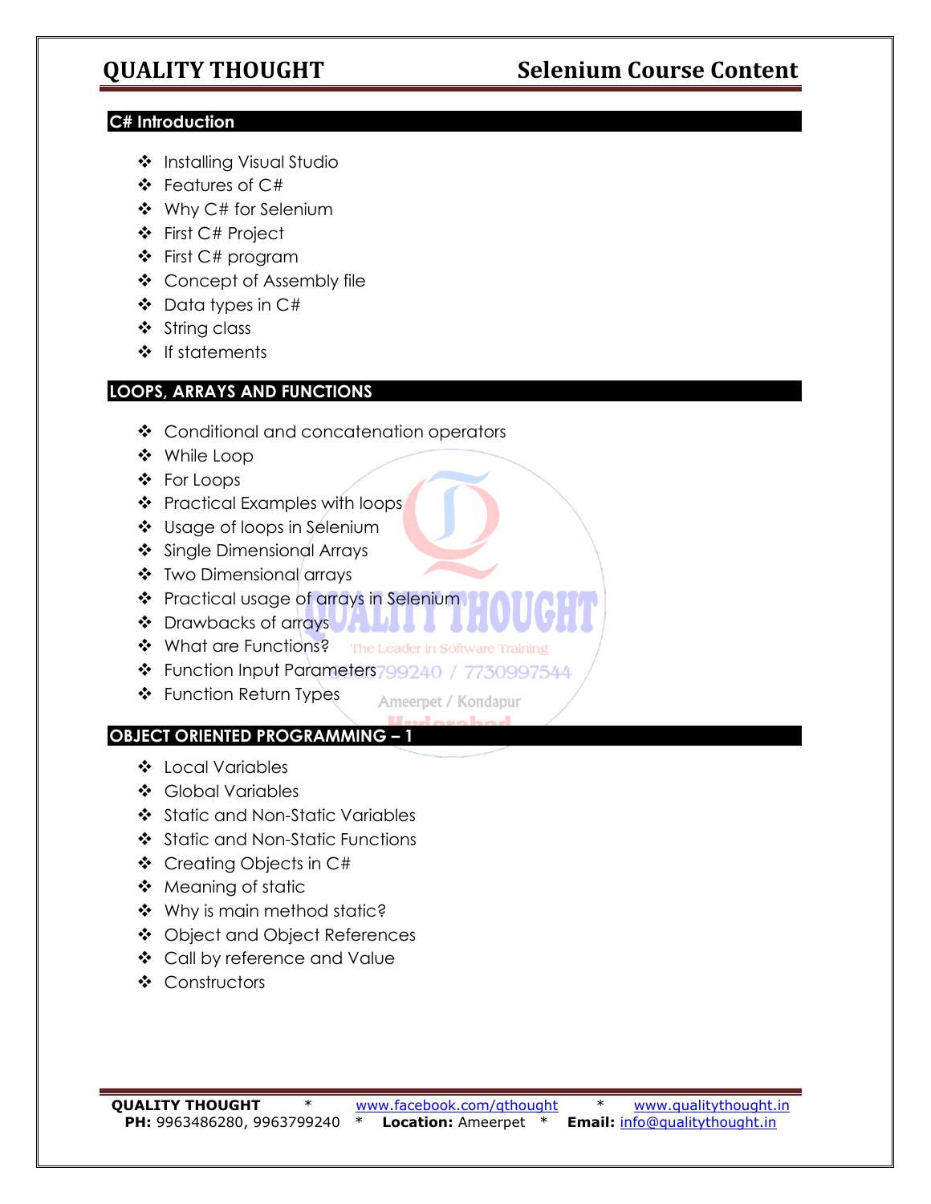## C# Introduction

- Installing Visual Studio
- Features of C#
- Why C# for Selenium
- First C# Project
- First C# program
- Concept of Assembly file
- Data types in C#
- String class
- If statements

## LOOPS, ARRAYS AND FUNCTIONS

- Conditional and concatenation operators
- While Loop
- For Loops
- Practical Examples with loops
- Usage of loops in Selenium
- Single Dimensional Arrays
- Two Dimensional arrays
- Practical usage of arrays in Selenium
- Drawbacks of arrays
- What are Functions?
- Function Input Parameters
- Function Return Types

## OBJECT ORIENTED PROGRAMMING – 1

- Local Variables
- Global Variables
- Static and Non-Static Variables
- Static and Non-Static Functions
- Creating Objects in C#
- Meaning of static
- Why is main method static?
- Object and Object References
- Call by reference and Value
- Constructors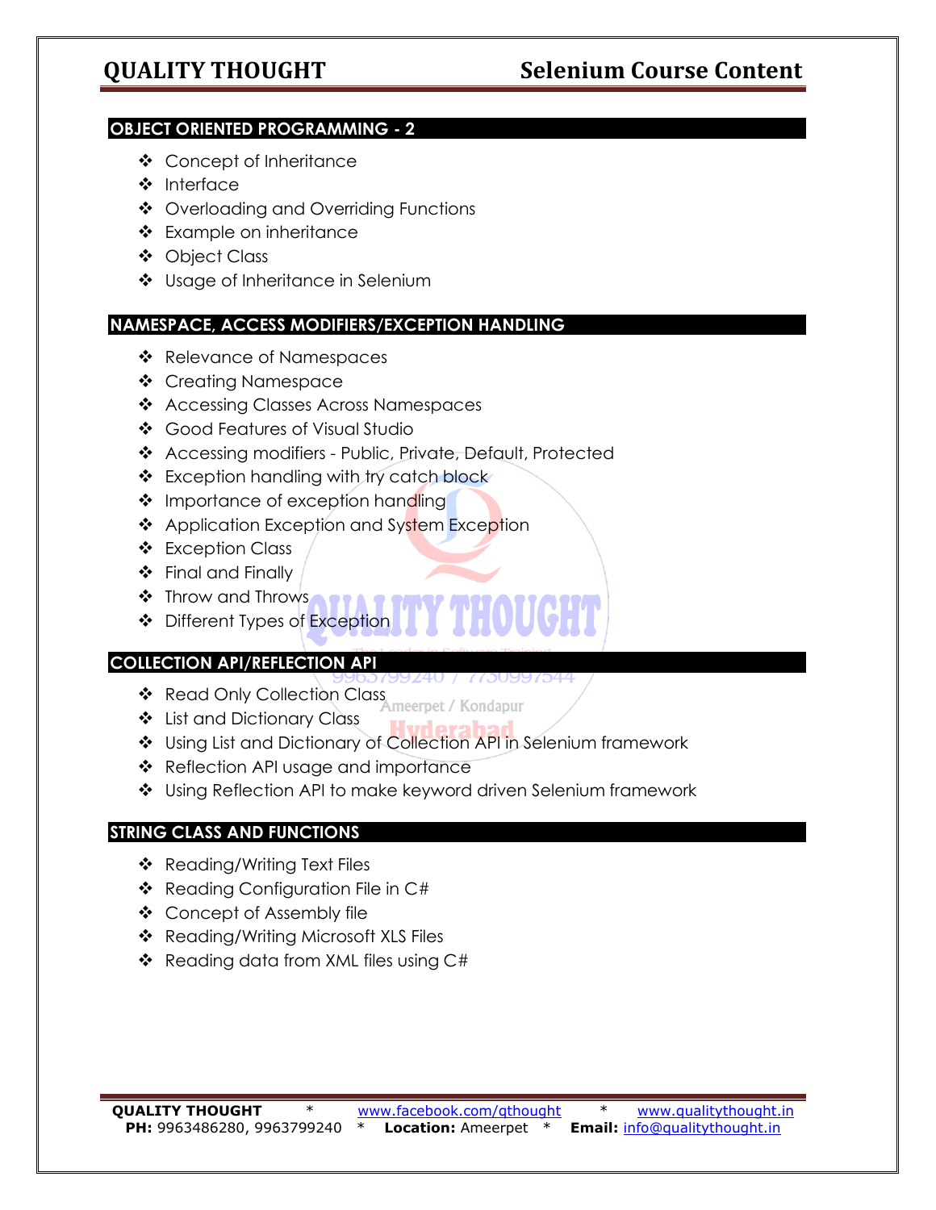## OBJECT ORIENTED PROGRAMMING - 2

- Concept of Inheritance
- Interface
- Overloading and Overriding Functions
- Example on inheritance
- Object Class
- Usage of Inheritance in Selenium

## NAMESPACE, ACCESS MODIFIERS/EXCEPTION HANDLING

- Relevance of Namespaces
- Creating Namespace
- Accessing Classes Across Namespaces
- Good Features of Visual Studio
- Accessing modifiers - Public, Private, Default, Protected
- Exception handling with try catch block
- Importance of exception handling
- Application Exception and System Exception
- Exception Class
- Final and Finally
- Throw and Throws
- Different Types of Exception

## COLLECTION API/REFLECTION API

- Read Only Collection Class
- List and Dictionary Class
- Using List and Dictionary of Collection API in Selenium framework
- Reflection API usage and importance
- Using Reflection API to make keyword driven Selenium framework

## STRING CLASS AND FUNCTIONS

- Reading/Writing Text Files
- Reading Configuration File in C#
- Concept of Assembly file
- Reading/Writing Microsoft XLS Files
- Reading data from XML files using C#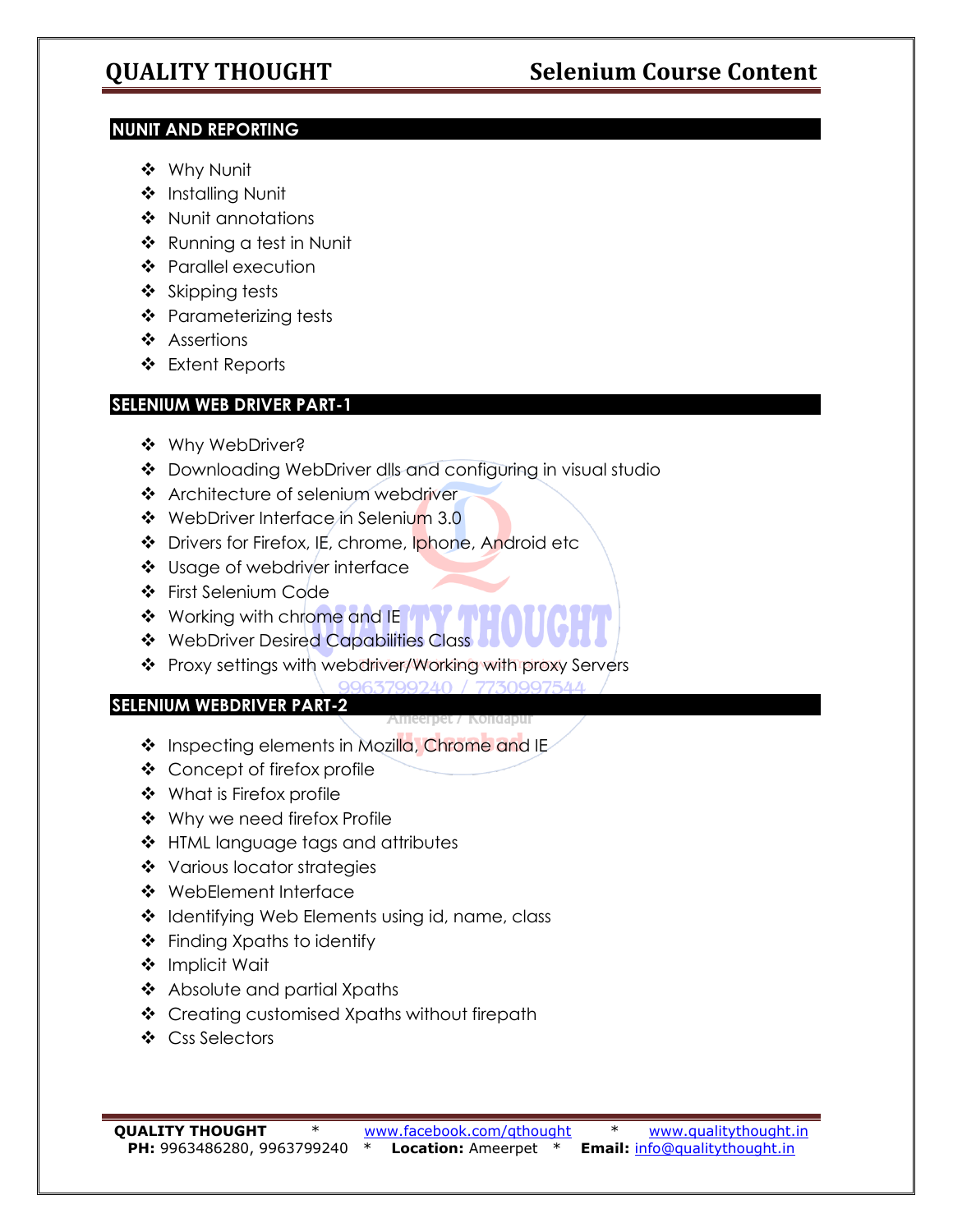## NUNIT AND REPORTING

- Why Nunit
- Installing Nunit
- Nunit annotations
- Running a test in Nunit
- Parallel execution
- Skipping tests
- Parameterizing tests
- Assertions
- Extent Reports

## SELENIUM WEB DRIVER PART-1

- Why WebDriver?
- Downloading WebDriver dlls and configuring in visual studio
- Architecture of selenium webdriver
- WebDriver Interface in Selenium 3.0
- Drivers for Firefox, IE, chrome, Iphone, Android etc
- Usage of webdriver interface
- First Selenium Code
- Working with chrome and IE
- WebDriver Desired Capabilities Class
- Proxy settings with webdriver/Working with proxy Servers

## SELENIUM WEBDRIVER PART-2

- Inspecting elements in Mozilla, Chrome and IE
- Concept of firefox profile
- What is Firefox profile
- Why we need firefox Profile
- HTML language tags and attributes
- Various locator strategies
- WebElement Interface
- Identifying Web Elements using id, name, class
- Finding Xpaths to identify
- Implicit Wait
- Absolute and partial Xpaths
- Creating customised Xpaths without firepath
- Css Selectors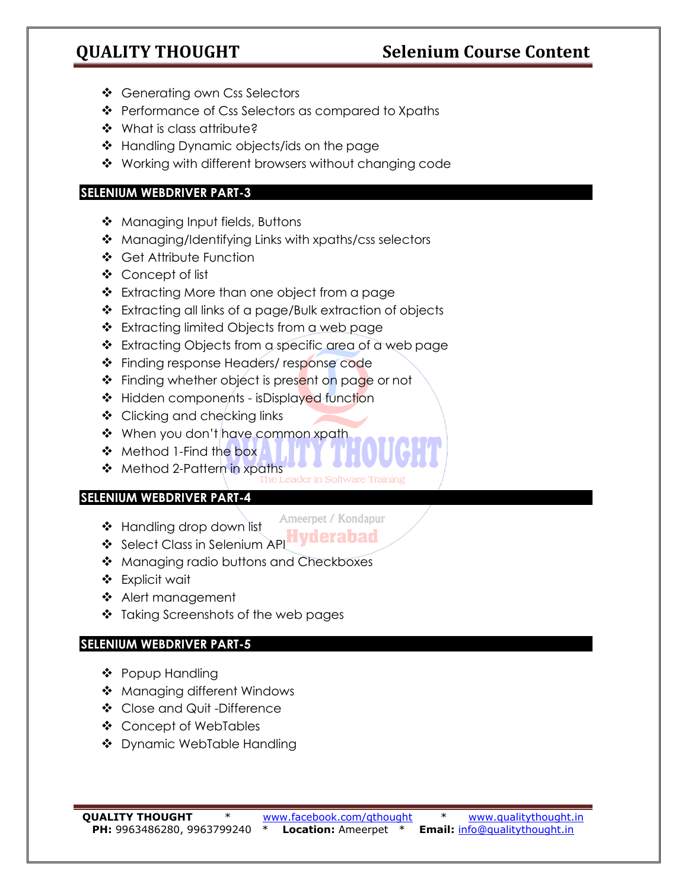- Generating own Css Selectors
- Performance of Css Selectors as compared to Xpaths
- What is class attribute?
- Handling Dynamic objects/ids on the page
- Working with different browsers without changing code

## SELENIUM WEBDRIVER PART-3

- Managing Input fields, Buttons
- Managing/Identifying Links with xpaths/css selectors
- Get Attribute Function
- Concept of list
- Extracting More than one object from a page
- Extracting all links of a page/Bulk extraction of objects
- Extracting limited Objects from a web page
- Extracting Objects from a specific area of a web page
- Finding response Headers/ response code
- Finding whether object is present on page or not
- Hidden components - isDisplayed function
- Clicking and checking links
- When you don't have common xpath
- Method 1-Find the box
- Method 2-Pattern in xpaths

## SELENIUM WEBDRIVER PART-4

- Handling drop down list
- Select Class in Selenium API
- Managing radio buttons and Checkboxes
- Explicit wait
- Alert management
- Taking Screenshots of the web pages

## SELENIUM WEBDRIVER PART-5

- Popup Handling
- Managing different Windows
- Close and Quit -Difference
- Concept of WebTables
- Dynamic WebTable Handling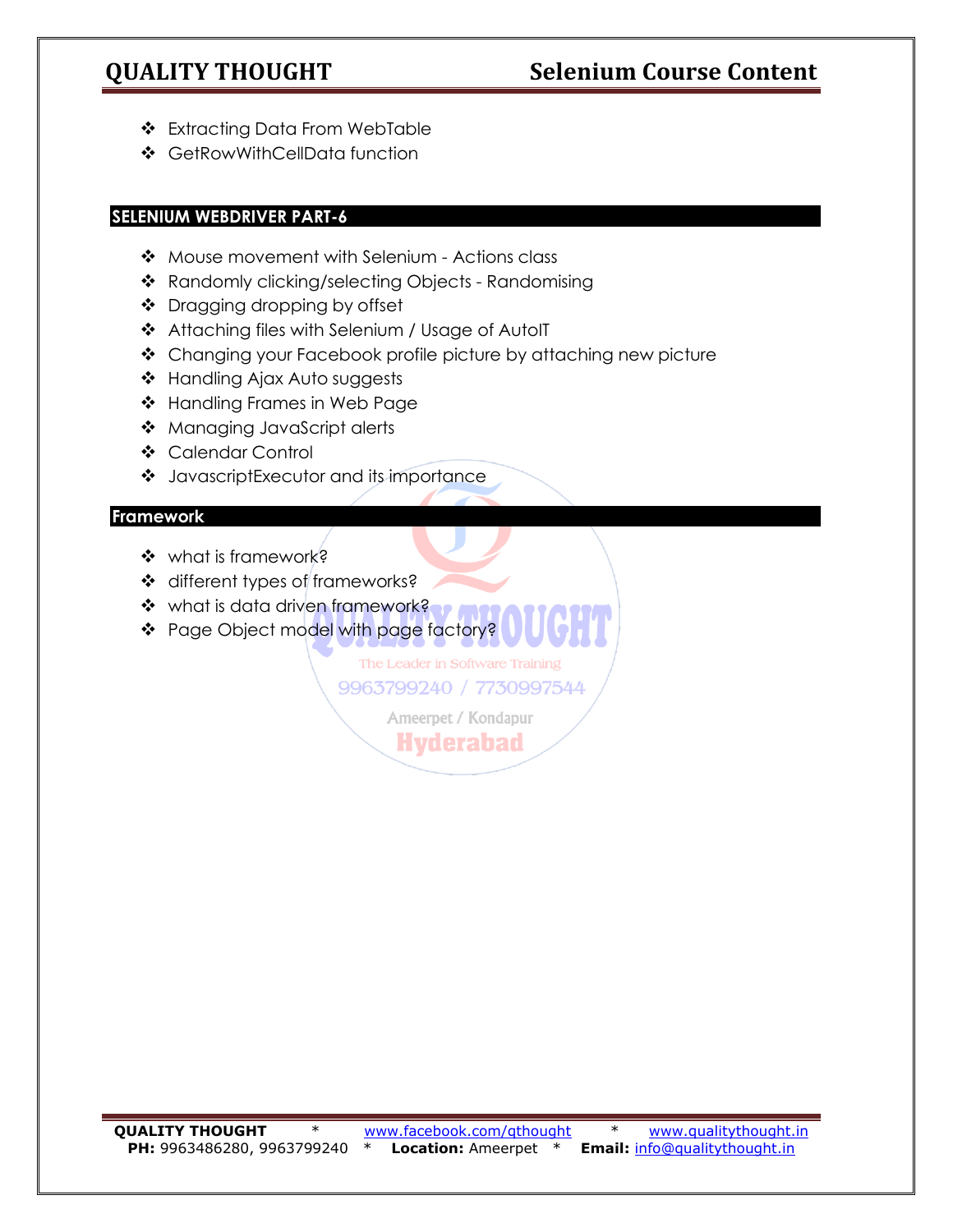- Extracting Data From WebTable
- GetRowWithCellData function

## SELENIUM WEBDRIVER PART-6

- Mouse movement with Selenium - Actions class
- Randomly clicking/selecting Objects - Randomising
- Dragging dropping by offset
- Attaching files with Selenium / Usage of AutoIT
- Changing your Facebook profile picture by attaching new picture
- Handling Ajax Auto suggests
- Handling Frames in Web Page
- Managing JavaScript alerts
- Calendar Control
- JavascriptExecutor and its importance

## Framework

- what is framework?
- different types of frameworks?
- what is data driven framework?
- Page Object model with page factory?